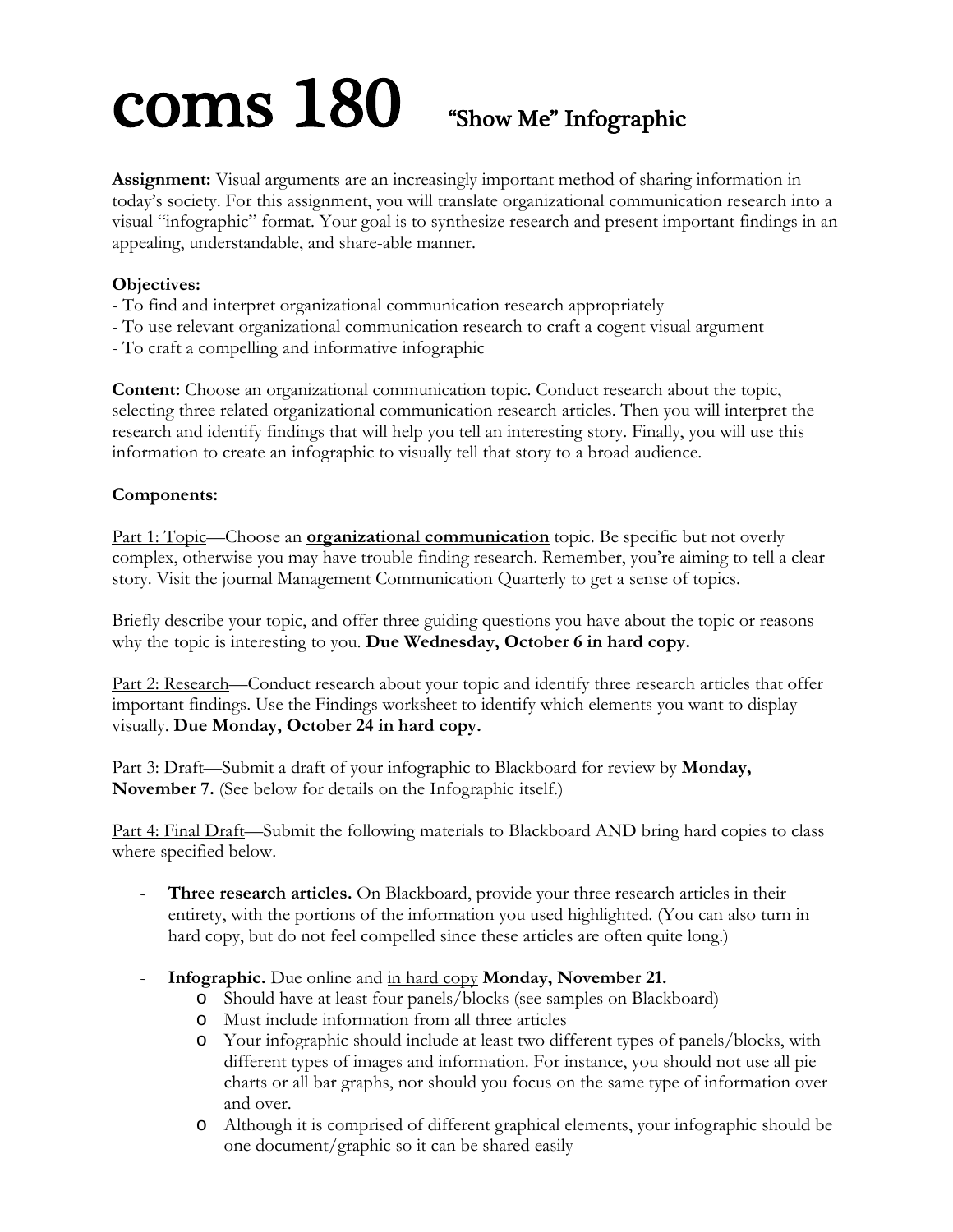# coms 180 "Show Me" Infographic

**Assignment:** Visual arguments are an increasingly important method of sharing information in today's society. For this assignment, you will translate organizational communication research into a visual "infographic" format. Your goal is to synthesize research and present important findings in an appealing, understandable, and share-able manner.

**Objectives:**
- To find and interpret organizational communication research appropriately
- To use relevant organizational communication research to craft a cogent visual argument
- To craft a compelling and informative infographic

**Content:** Choose an organizational communication topic. Conduct research about the topic, selecting three related organizational communication research articles. Then you will interpret the research and identify findings that will help you tell an interesting story. Finally, you will use this information to create an infographic to visually tell that story to a broad audience.

**Components:**

<u>Part 1: Topic</u>—Choose an **<u>organizational communication</u>** topic. Be specific but not overly complex, otherwise you may have trouble finding research. Remember, you're aiming to tell a clear story. Visit the journal Management Communication Quarterly to get a sense of topics.

Briefly describe your topic, and offer three guiding questions you have about the topic or reasons why the topic is interesting to you. **Due Wednesday, October 6 in hard copy.**

<u>Part 2: Research</u>—Conduct research about your topic and identify three research articles that offer important findings. Use the Findings worksheet to identify which elements you want to display visually. **Due Monday, October 24 in hard copy.**

<u>Part 3: Draft</u>—Submit a draft of your infographic to Blackboard for review by **Monday, November 7.** (See below for details on the Infographic itself.)

<u>Part 4: Final Draft</u>—Submit the following materials to Blackboard AND bring hard copies to class where specified below.

- **Three research articles.** On Blackboard, provide your three research articles in their entirety, with the portions of the information you used highlighted. (You can also turn in hard copy, but do not feel compelled since these articles are often quite long.)

- **Infographic.** Due online and <u>in hard copy</u> **Monday, November 21.**
  - Should have at least four panels/blocks (see samples on Blackboard)
  - Must include information from all three articles
  - Your infographic should include at least two different types of panels/blocks, with different types of images and information. For instance, you should not use all pie charts or all bar graphs, nor should you focus on the same type of information over and over.
  - Although it is comprised of different graphical elements, your infographic should be one document/graphic so it can be shared easily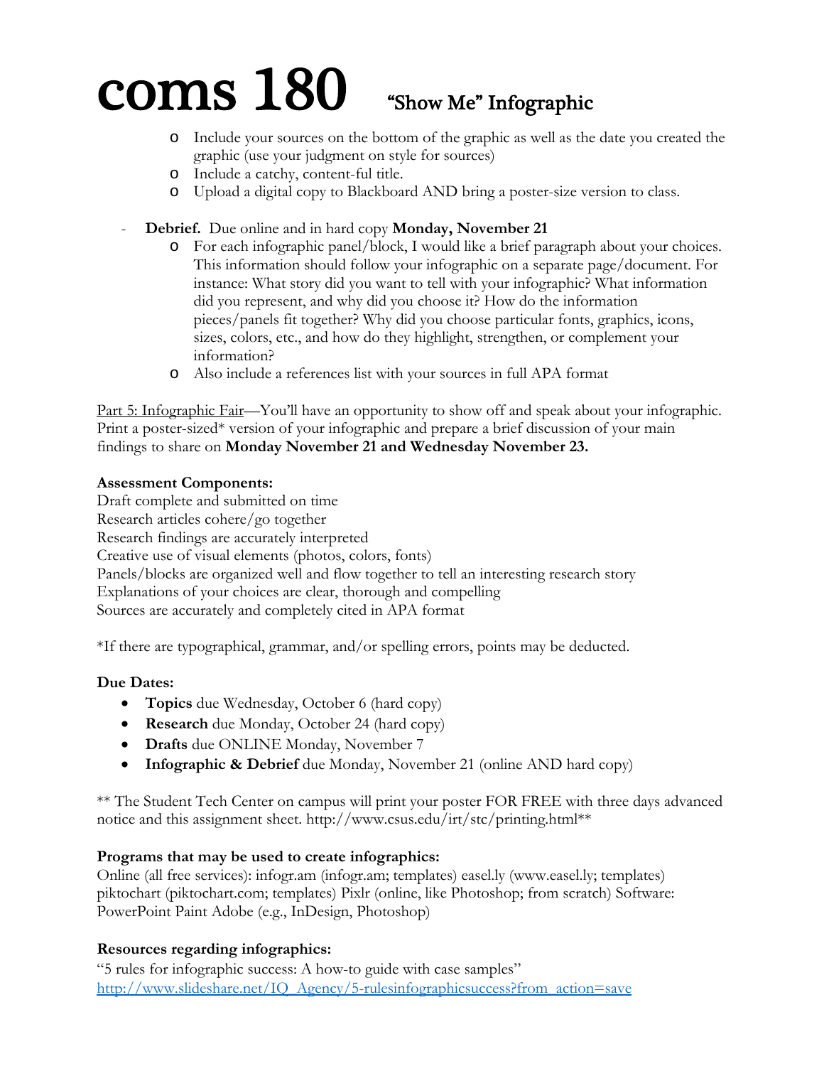# coms 180 "Show Me" Infographic

- Include your sources on the bottom of the graphic as well as the date you created the graphic (use your judgment on style for sources)
- Include a catchy, content-ful title.
- Upload a digital copy to Blackboard AND bring a poster-size version to class.

- **Debrief.** Due online and in hard copy **Monday, November 21**
  - For each infographic panel/block, I would like a brief paragraph about your choices. This information should follow your infographic on a separate page/document. For instance: What story did you want to tell with your infographic? What information did you represent, and why did you choose it? How do the information pieces/panels fit together? Why did you choose particular fonts, graphics, icons, sizes, colors, etc., and how do they highlight, strengthen, or complement your information?
  - Also include a references list with your sources in full APA format

Part 5: Infographic Fair—You'll have an opportunity to show off and speak about your infographic. Print a poster-sized* version of your infographic and prepare a brief discussion of your main findings to share on **Monday November 21 and Wednesday November 23.**

**Assessment Components:**
Draft complete and submitted on time
Research articles cohere/go together
Research findings are accurately interpreted
Creative use of visual elements (photos, colors, fonts)
Panels/blocks are organized well and flow together to tell an interesting research story
Explanations of your choices are clear, thorough and compelling
Sources are accurately and completely cited in APA format

*If there are typographical, grammar, and/or spelling errors, points may be deducted.

**Due Dates:**

- **Topics** due Wednesday, October 6 (hard copy)
- **Research** due Monday, October 24 (hard copy)
- **Drafts** due ONLINE Monday, November 7
- **Infographic & Debrief** due Monday, November 21 (online AND hard copy)

** The Student Tech Center on campus will print your poster FOR FREE with three days advanced notice and this assignment sheet. http://www.csus.edu/irt/stc/printing.html**

**Programs that may be used to create infographics:**
Online (all free services): infogr.am (infogr.am; templates) easel.ly (www.easel.ly; templates) piktochart (piktochart.com; templates) Pixlr (online, like Photoshop; from scratch) Software: PowerPoint Paint Adobe (e.g., InDesign, Photoshop)

**Resources regarding infographics:**
"5 rules for infographic success: A how-to guide with case samples"
[http://www.slideshare.net/IQ_Agency/5-rulesinfographicsuccess?from_action=save](http://www.slideshare.net/IQ_Agency/5-rulesinfographicsuccess?from_action=save)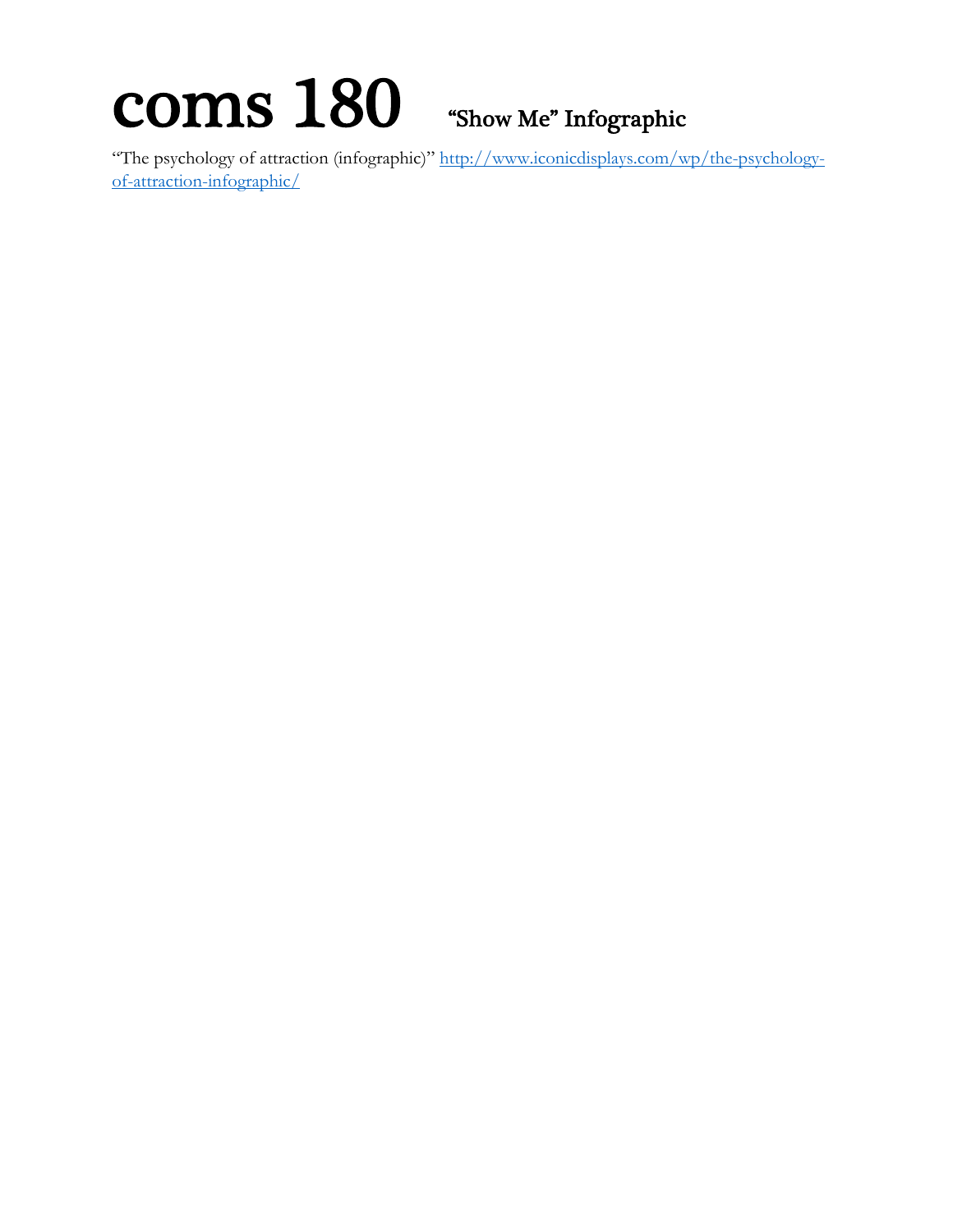# coms 180 "Show Me" Infographic

"The psychology of attraction (infographic)" [http://www.iconicdisplays.com/wp/the-psychology-of-attraction-infographic/](http://www.iconicdisplays.com/wp/the-psychology-of-attraction-infographic/)